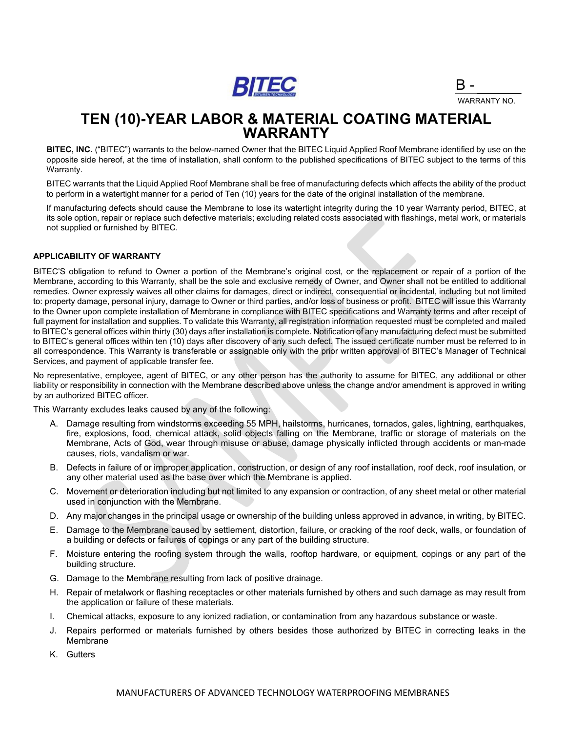B - ________
WARRANTY NO.

# TEN (10)-YEAR LABOR & MATERIAL COATING MATERIAL WARRANTY

**BITEC, INC.** ("BITEC") warrants to the below-named Owner that the BITEC Liquid Applied Roof Membrane identified by use on the opposite side hereof, at the time of installation, shall conform to the published specifications of BITEC subject to the terms of this Warranty.

BITEC warrants that the Liquid Applied Roof Membrane shall be free of manufacturing defects which affects the ability of the product to perform in a watertight manner for a period of Ten (10) years for the date of the original installation of the membrane.

If manufacturing defects should cause the Membrane to lose its watertight integrity during the 10 year Warranty period, BITEC, at its sole option, repair or replace such defective materials; excluding related costs associated with flashings, metal work, or materials not supplied or furnished by BITEC.

**APPLICABILITY OF WARRANTY**

BITEC'S obligation to refund to Owner a portion of the Membrane's original cost, or the replacement or repair of a portion of the Membrane, according to this Warranty, shall be the sole and exclusive remedy of Owner, and Owner shall not be entitled to additional remedies. Owner expressly waives all other claims for damages, direct or indirect, consequential or incidental, including but not limited to: property damage, personal injury, damage to Owner or third parties, and/or loss of business or profit. BITEC will issue this Warranty to the Owner upon complete installation of Membrane in compliance with BITEC specifications and Warranty terms and after receipt of full payment for installation and supplies. To validate this Warranty, all registration information requested must be completed and mailed to BITEC's general offices within thirty (30) days after installation is complete. Notification of any manufacturing defect must be submitted to BITEC's general offices within ten (10) days after discovery of any such defect. The issued certificate number must be referred to in all correspondence. This Warranty is transferable or assignable only with the prior written approval of BITEC's Manager of Technical Services, and payment of applicable transfer fee.

No representative, employee, agent of BITEC, or any other person has the authority to assume for BITEC, any additional or other liability or responsibility in connection with the Membrane described above unless the change and/or amendment is approved in writing by an authorized BITEC officer.

This Warranty excludes leaks caused by any of the following:

A. Damage resulting from windstorms exceeding 55 MPH, hailstorms, hurricanes, tornados, gales, lightning, earthquakes, fire, explosions, food, chemical attack, solid objects falling on the Membrane, traffic or storage of materials on the Membrane, Acts of God, wear through misuse or abuse, damage physically inflicted through accidents or man-made causes, riots, vandalism or war.

B. Defects in failure of or improper application, construction, or design of any roof installation, roof deck, roof insulation, or any other material used as the base over which the Membrane is applied.

C. Movement or deterioration including but not limited to any expansion or contraction, of any sheet metal or other material used in conjunction with the Membrane.

D. Any major changes in the principal usage or ownership of the building unless approved in advance, in writing, by BITEC.

E. Damage to the Membrane caused by settlement, distortion, failure, or cracking of the roof deck, walls, or foundation of a building or defects or failures of copings or any part of the building structure.

F. Moisture entering the roofing system through the walls, rooftop hardware, or equipment, copings or any part of the building structure.

G. Damage to the Membrane resulting from lack of positive drainage.

H. Repair of metalwork or flashing receptacles or other materials furnished by others and such damage as may result from the application or failure of these materials.

I. Chemical attacks, exposure to any ionized radiation, or contamination from any hazardous substance or waste.

J. Repairs performed or materials furnished by others besides those authorized by BITEC in correcting leaks in the Membrane

K. Gutters

MANUFACTURERS OF ADVANCED TECHNOLOGY WATERPROOFING MEMBRANES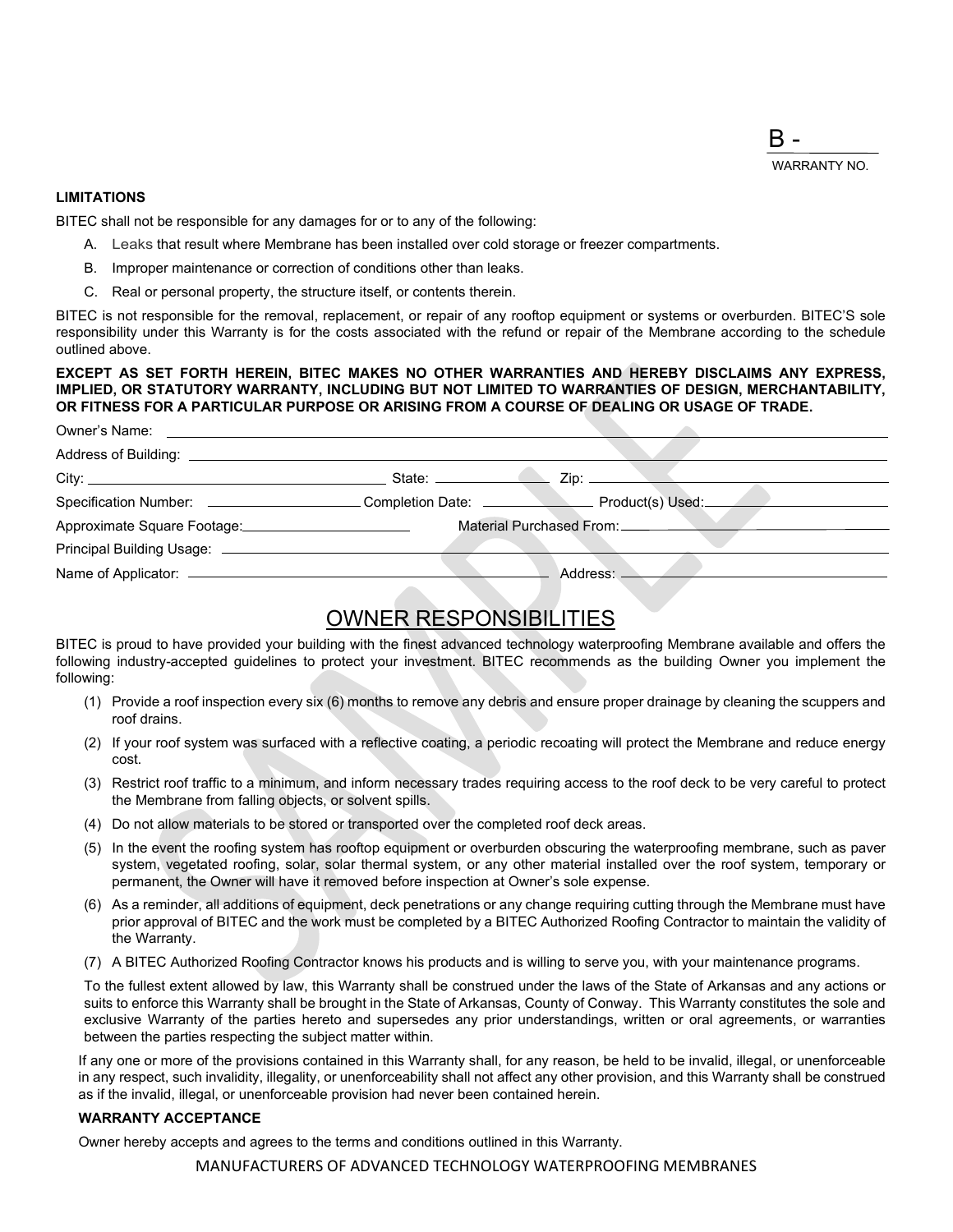B - \_\_\_\_\_\_\_

WARRANTY NO.

**LIMITATIONS**

BITEC shall not be responsible for any damages for or to any of the following:

A. Leaks that result where Membrane has been installed over cold storage or freezer compartments.

B. Improper maintenance or correction of conditions other than leaks.

C. Real or personal property, the structure itself, or contents therein.

BITEC is not responsible for the removal, replacement, or repair of any rooftop equipment or systems or overburden. BITEC'S sole responsibility under this Warranty is for the costs associated with the refund or repair of the Membrane according to the schedule outlined above.

**EXCEPT AS SET FORTH HEREIN, BITEC MAKES NO OTHER WARRANTIES AND HEREBY DISCLAIMS ANY EXPRESS, IMPLIED, OR STATUTORY WARRANTY, INCLUDING BUT NOT LIMITED TO WARRANTIES OF DESIGN, MERCHANTABILITY, OR FITNESS FOR A PARTICULAR PURPOSE OR ARISING FROM A COURSE OF DEALING OR USAGE OF TRADE.**

Owner's Name: \_\_\_\_\_\_\_\_\_\_\_\_\_\_\_\_\_\_\_\_

Address of Building: \_\_\_\_\_\_\_\_\_\_\_\_\_\_\_\_\_\_\_\_

City: \_\_\_\_\_\_\_\_\_\_ State: \_\_\_\_\_\_\_\_ Zip: \_\_\_\_\_\_\_\_\_\_

Specification Number: \_\_\_\_\_\_\_\_\_\_ Completion Date: \_\_\_\_\_\_\_\_ Product(s) Used: \_\_\_\_\_\_\_\_\_\_

Approximate Square Footage: \_\_\_\_\_\_\_\_\_\_ Material Purchased From: \_\_\_\_\_\_\_\_\_\_

Principal Building Usage: \_\_\_\_\_\_\_\_\_\_\_\_\_\_\_\_\_\_\_\_

Name of Applicator: \_\_\_\_\_\_\_\_\_\_\_\_\_\_\_\_\_\_\_\_ Address: \_\_\_\_\_\_\_\_\_\_\_\_\_\_\_\_\_\_\_\_

# OWNER RESPONSIBILITIES

BITEC is proud to have provided your building with the finest advanced technology waterproofing Membrane available and offers the following industry-accepted guidelines to protect your investment. BITEC recommends as the building Owner you implement the following:

(1) Provide a roof inspection every six (6) months to remove any debris and ensure proper drainage by cleaning the scuppers and roof drains.

(2) If your roof system was surfaced with a reflective coating, a periodic recoating will protect the Membrane and reduce energy cost.

(3) Restrict roof traffic to a minimum, and inform necessary trades requiring access to the roof deck to be very careful to protect the Membrane from falling objects, or solvent spills.

(4) Do not allow materials to be stored or transported over the completed roof deck areas.

(5) In the event the roofing system has rooftop equipment or overburden obscuring the waterproofing membrane, such as paver system, vegetated roofing, solar, solar thermal system, or any other material installed over the roof system, temporary or permanent, the Owner will have it removed before inspection at Owner's sole expense.

(6) As a reminder, all additions of equipment, deck penetrations or any change requiring cutting through the Membrane must have prior approval of BITEC and the work must be completed by a BITEC Authorized Roofing Contractor to maintain the validity of the Warranty.

(7) A BITEC Authorized Roofing Contractor knows his products and is willing to serve you, with your maintenance programs.

To the fullest extent allowed by law, this Warranty shall be construed under the laws of the State of Arkansas and any actions or suits to enforce this Warranty shall be brought in the State of Arkansas, County of Conway. This Warranty constitutes the sole and exclusive Warranty of the parties hereto and supersedes any prior understandings, written or oral agreements, or warranties between the parties respecting the subject matter within.

If any one or more of the provisions contained in this Warranty shall, for any reason, be held to be invalid, illegal, or unenforceable in any respect, such invalidity, illegality, or unenforceability shall not affect any other provision, and this Warranty shall be construed as if the invalid, illegal, or unenforceable provision had never been contained herein.

**WARRANTY ACCEPTANCE**

Owner hereby accepts and agrees to the terms and conditions outlined in this Warranty.

MANUFACTURERS OF ADVANCED TECHNOLOGY WATERPROOFING MEMBRANES